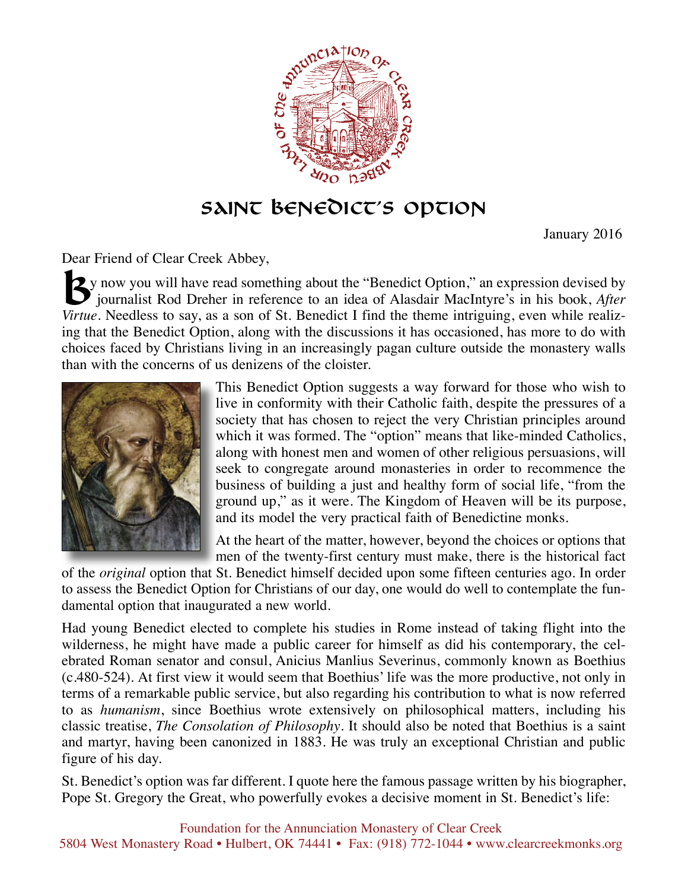# Saint Benedict's Option

January 2016

Dear Friend of Clear Creek Abbey,

By now you will have read something about the "Benedict Option," an expression devised by journalist Rod Dreher in reference to an idea of Alasdair MacIntyre's in his book, *After Virtue*. Needless to say, as a son of St. Benedict I find the theme intriguing, even while realizing that the Benedict Option, along with the discussions it has occasioned, has more to do with choices faced by Christians living in an increasingly pagan culture outside the monastery walls than with the concerns of us denizens of the cloister.

This Benedict Option suggests a way forward for those who wish to live in conformity with their Catholic faith, despite the pressures of a society that has chosen to reject the very Christian principles around which it was formed. The "option" means that like-minded Catholics, along with honest men and women of other religious persuasions, will seek to congregate around monasteries in order to recommence the business of building a just and healthy form of social life, "from the ground up," as it were. The Kingdom of Heaven will be its purpose, and its model the very practical faith of Benedictine monks.

At the heart of the matter, however, beyond the choices or options that men of the twenty-first century must make, there is the historical fact of the *original* option that St. Benedict himself decided upon some fifteen centuries ago. In order to assess the Benedict Option for Christians of our day, one would do well to contemplate the fundamental option that inaugurated a new world.

Had young Benedict elected to complete his studies in Rome instead of taking flight into the wilderness, he might have made a public career for himself as did his contemporary, the celebrated Roman senator and consul, Anicius Manlius Severinus, commonly known as Boethius (c.480-524). At first view it would seem that Boethius' life was the more productive, not only in terms of a remarkable public service, but also regarding his contribution to what is now referred to as *humanism*, since Boethius wrote extensively on philosophical matters, including his classic treatise, *The Consolation of Philosophy*. It should also be noted that Boethius is a saint and martyr, having been canonized in 1883. He was truly an exceptional Christian and public figure of his day.

St. Benedict's option was far different. I quote here the famous passage written by his biographer, Pope St. Gregory the Great, who powerfully evokes a decisive moment in St. Benedict's life:

Foundation for the Annunciation Monastery of Clear Creek
5804 West Monastery Road • Hulbert, OK 74441 • Fax: (918) 772-1044 • www.clearcreekmonks.org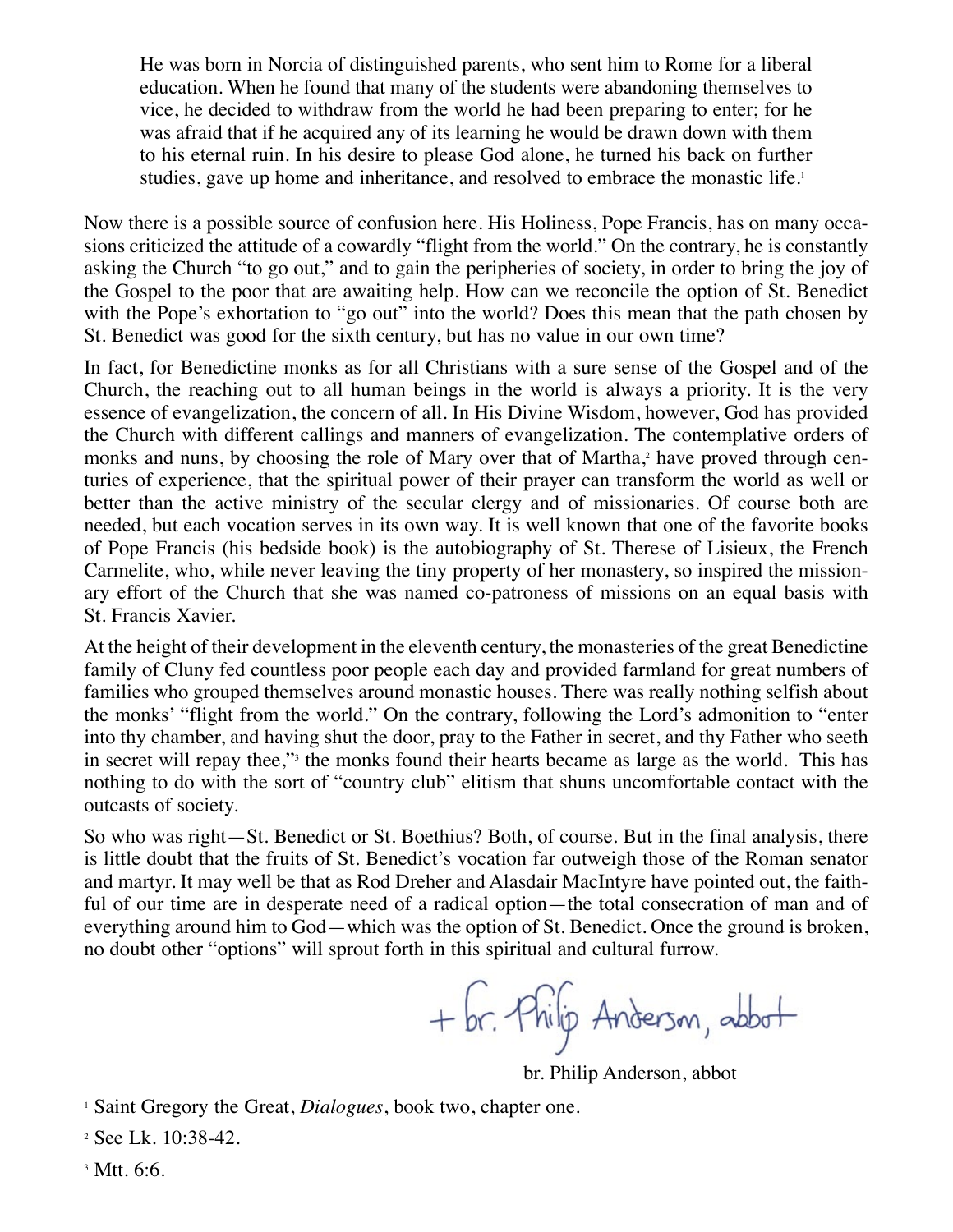> He was born in Norcia of distinguished parents, who sent him to Rome for a liberal education. When he found that many of the students were abandoning themselves to vice, he decided to withdraw from the world he had been preparing to enter; for he was afraid that if he acquired any of its learning he would be drawn down with them to his eternal ruin. In his desire to please God alone, he turned his back on further studies, gave up home and inheritance, and resolved to embrace the monastic life.[1]

Now there is a possible source of confusion here. His Holiness, Pope Francis, has on many occasions criticized the attitude of a cowardly "flight from the world." On the contrary, he is constantly asking the Church "to go out," and to gain the peripheries of society, in order to bring the joy of the Gospel to the poor that are awaiting help. How can we reconcile the option of St. Benedict with the Pope's exhortation to "go out" into the world? Does this mean that the path chosen by St. Benedict was good for the sixth century, but has no value in our own time?

In fact, for Benedictine monks as for all Christians with a sure sense of the Gospel and of the Church, the reaching out to all human beings in the world is always a priority. It is the very essence of evangelization, the concern of all. In His Divine Wisdom, however, God has provided the Church with different callings and manners of evangelization. The contemplative orders of monks and nuns, by choosing the role of Mary over that of Martha,[2] have proved through centuries of experience, that the spiritual power of their prayer can transform the world as well or better than the active ministry of the secular clergy and of missionaries. Of course both are needed, but each vocation serves in its own way. It is well known that one of the favorite books of Pope Francis (his bedside book) is the autobiography of St. Therese of Lisieux, the French Carmelite, who, while never leaving the tiny property of her monastery, so inspired the missionary effort of the Church that she was named co-patroness of missions on an equal basis with St. Francis Xavier.

At the height of their development in the eleventh century, the monasteries of the great Benedictine family of Cluny fed countless poor people each day and provided farmland for great numbers of families who grouped themselves around monastic houses. There was really nothing selfish about the monks' "flight from the world." On the contrary, following the Lord's admonition to "enter into thy chamber, and having shut the door, pray to the Father in secret, and thy Father who seeth in secret will repay thee,"[3] the monks found their hearts became as large as the world. This has nothing to do with the sort of "country club" elitism that shuns uncomfortable contact with the outcasts of society.

So who was right—St. Benedict or St. Boethius? Both, of course. But in the final analysis, there is little doubt that the fruits of St. Benedict's vocation far outweigh those of the Roman senator and martyr. It may well be that as Rod Dreher and Alasdair MacIntyre have pointed out, the faithful of our time are in desperate need of a radical option—the total consecration of man and of everything around him to God—which was the option of St. Benedict. Once the ground is broken, no doubt other "options" will sprout forth in this spiritual and cultural furrow.

+ br. Philip Anderson, abbot

br. Philip Anderson, abbot

[1] Saint Gregory the Great, *Dialogues*, book two, chapter one.

[2] See Lk. 10:38-42.

[3] Mtt. 6:6.